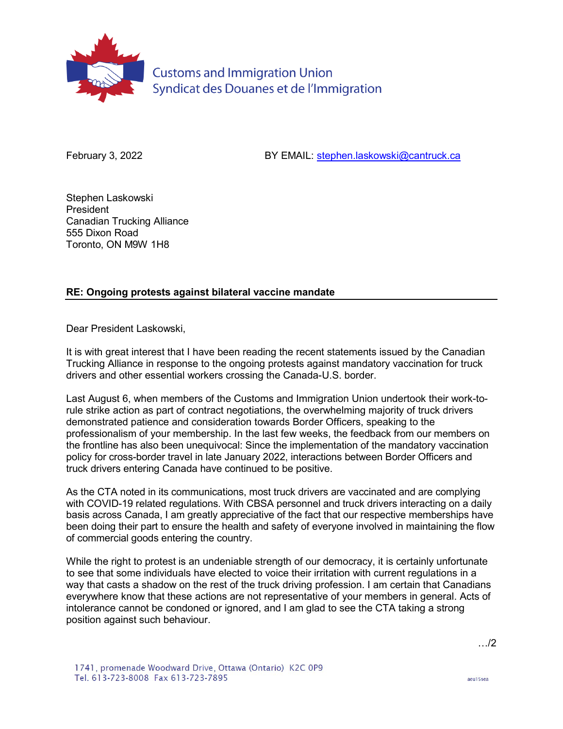Customs and Immigration Union
Syndicat des Douanes et de l'Immigration

February 3, 2022 BY EMAIL: stephen.laskowski@cantruck.ca

Stephen Laskowski
President
Canadian Trucking Alliance
555 Dixon Road
Toronto, ON M9W 1H8

**RE: Ongoing protests against bilateral vaccine mandate**

Dear President Laskowski,

It is with great interest that I have been reading the recent statements issued by the Canadian Trucking Alliance in response to the ongoing protests against mandatory vaccination for truck drivers and other essential workers crossing the Canada-U.S. border.

Last August 6, when members of the Customs and Immigration Union undertook their work-to-rule strike action as part of contract negotiations, the overwhelming majority of truck drivers demonstrated patience and consideration towards Border Officers, speaking to the professionalism of your membership. In the last few weeks, the feedback from our members on the frontline has also been unequivocal: Since the implementation of the mandatory vaccination policy for cross-border travel in late January 2022, interactions between Border Officers and truck drivers entering Canada have continued to be positive.

As the CTA noted in its communications, most truck drivers are vaccinated and are complying with COVID-19 related regulations. With CBSA personnel and truck drivers interacting on a daily basis across Canada, I am greatly appreciative of the fact that our respective memberships have been doing their part to ensure the health and safety of everyone involved in maintaining the flow of commercial goods entering the country.

While the right to protest is an undeniable strength of our democracy, it is certainly unfortunate to see that some individuals have elected to voice their irritation with current regulations in a way that casts a shadow on the rest of the truck driving profession. I am certain that Canadians everywhere know that these actions are not representative of your members in general. Acts of intolerance cannot be condoned or ignored, and I am glad to see the CTA taking a strong position against such behaviour.

…/2

1741, promenade Woodward Drive, Ottawa (Ontario) K2C 0P9
Tel. 613-723-8008 Fax 613-723-7895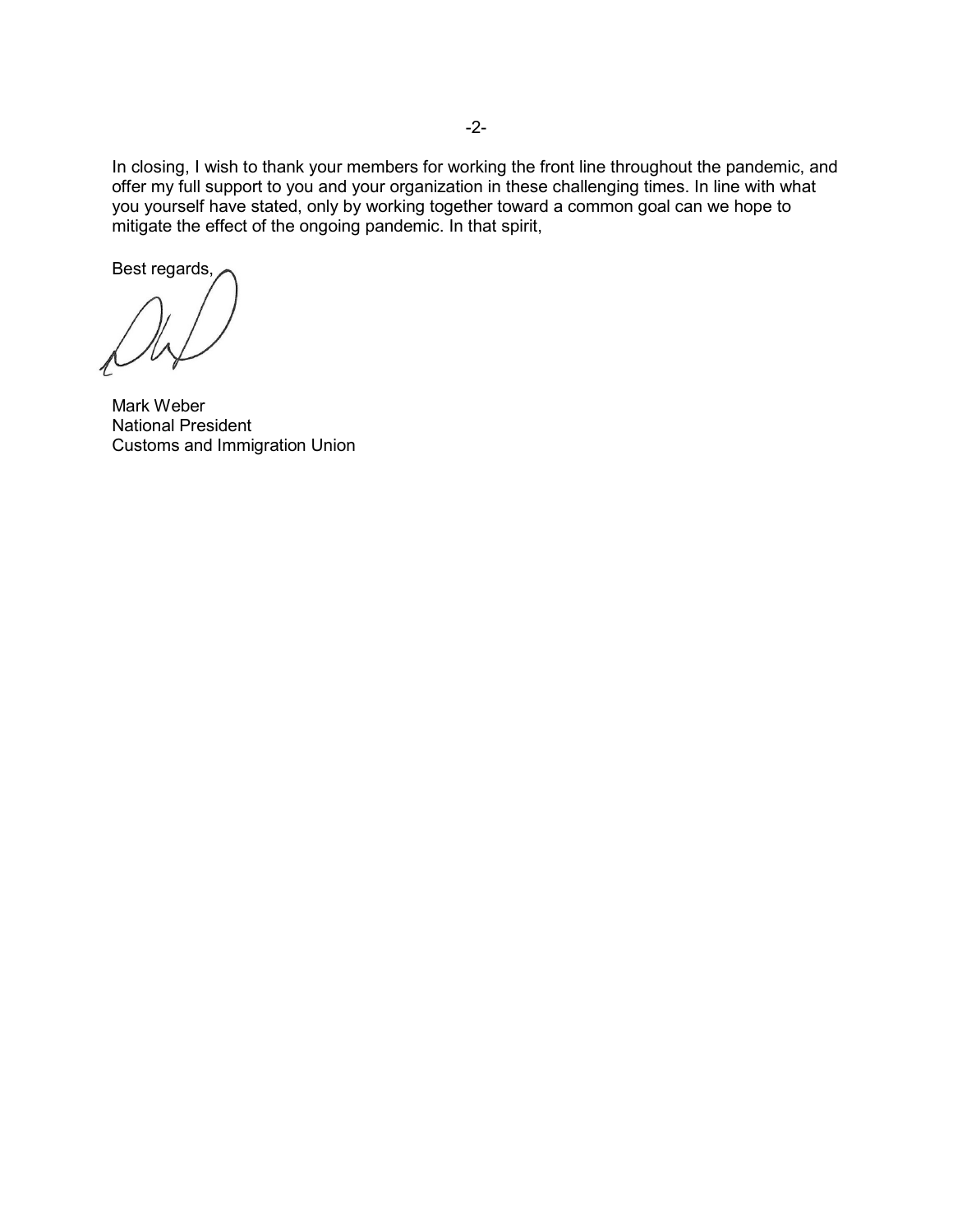In closing, I wish to thank your members for working the front line throughout the pandemic, and offer my full support to you and your organization in these challenging times. In line with what you yourself have stated, only by working together toward a common goal can we hope to mitigate the effect of the ongoing pandemic. In that spirit,

Best regards,

Mark Weber
National President
Customs and Immigration Union